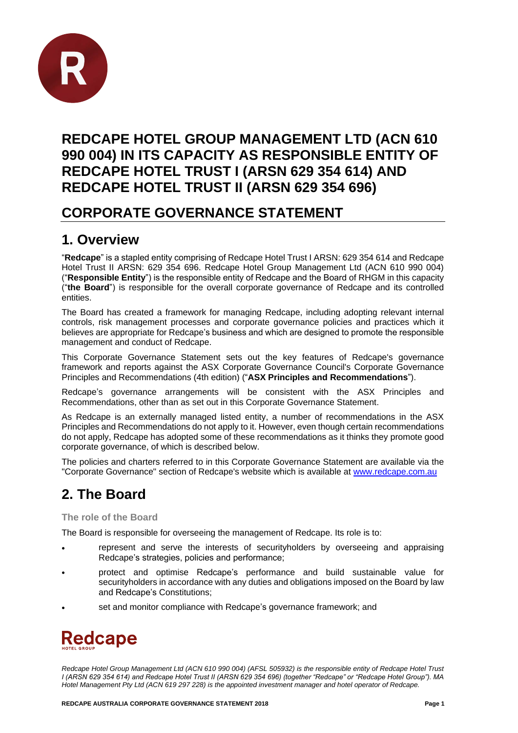# REDCAPE HOTEL GROUP MANAGEMENT LTD (ACN 610 990 004) IN ITS CAPACITY AS RESPONSIBLE ENTITY OF REDCAPE HOTEL TRUST I (ARSN 629 354 614) AND REDCAPE HOTEL TRUST II (ARSN 629 354 696)

## CORPORATE GOVERNANCE STATEMENT

## 1. Overview

"**Redcape**" is a stapled entity comprising of Redcape Hotel Trust I ARSN: 629 354 614 and Redcape Hotel Trust II ARSN: 629 354 696. Redcape Hotel Group Management Ltd (ACN 610 990 004) ("**Responsible Entity**") is the responsible entity of Redcape and the Board of RHGM in this capacity ("**the Board**") is responsible for the overall corporate governance of Redcape and its controlled entities.

The Board has created a framework for managing Redcape, including adopting relevant internal controls, risk management processes and corporate governance policies and practices which it believes are appropriate for Redcape's business and which are designed to promote the responsible management and conduct of Redcape.

This Corporate Governance Statement sets out the key features of Redcape's governance framework and reports against the ASX Corporate Governance Council's Corporate Governance Principles and Recommendations (4th edition) ("**ASX Principles and Recommendations**").

Redcape's governance arrangements will be consistent with the ASX Principles and Recommendations, other than as set out in this Corporate Governance Statement.

As Redcape is an externally managed listed entity, a number of recommendations in the ASX Principles and Recommendations do not apply to it. However, even though certain recommendations do not apply, Redcape has adopted some of these recommendations as it thinks they promote good corporate governance, of which is described below.

The policies and charters referred to in this Corporate Governance Statement are available via the "Corporate Governance" section of Redcape's website which is available at www.redcape.com.au

## 2. The Board

### The role of the Board

The Board is responsible for overseeing the management of Redcape. Its role is to:

- represent and serve the interests of securityholders by overseeing and appraising Redcape's strategies, policies and performance;
- protect and optimise Redcape's performance and build sustainable value for securityholders in accordance with any duties and obligations imposed on the Board by law and Redcape's Constitutions;
- set and monitor compliance with Redcape's governance framework; and

*Redcape Hotel Group Management Ltd (ACN 610 990 004) (AFSL 505932) is the responsible entity of Redcape Hotel Trust I (ARSN 629 354 614) and Redcape Hotel Trust II (ARSN 629 354 696) (together "Redcape" or "Redcape Hotel Group"). MA Hotel Management Pty Ltd (ACN 619 297 228) is the appointed investment manager and hotel operator of Redcape.*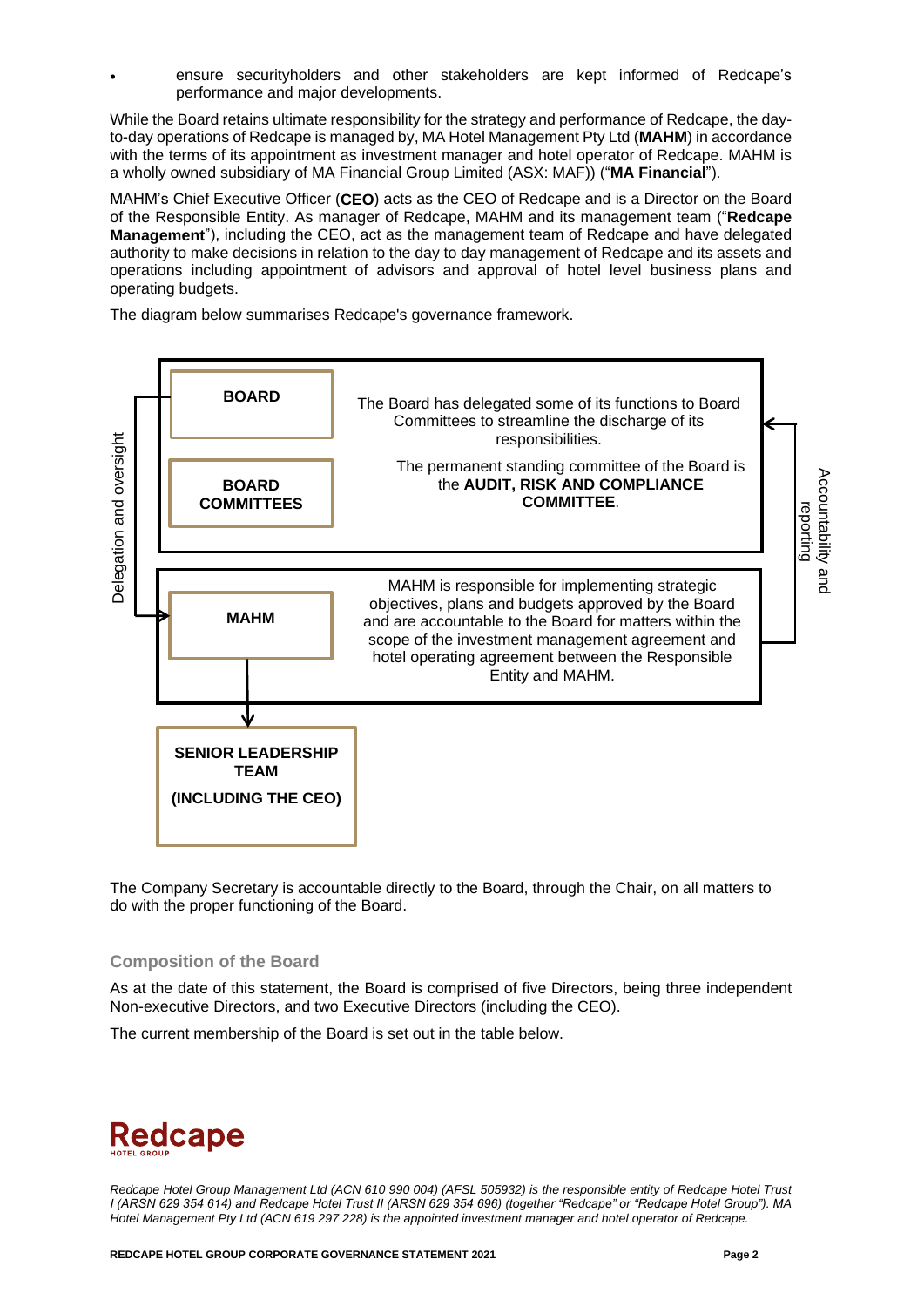- ensure securityholders and other stakeholders are kept informed of Redcape's performance and major developments.

While the Board retains ultimate responsibility for the strategy and performance of Redcape, the day-to-day operations of Redcape is managed by, MA Hotel Management Pty Ltd (**MAHM**) in accordance with the terms of its appointment as investment manager and hotel operator of Redcape. MAHM is a wholly owned subsidiary of MA Financial Group Limited (ASX: MAF)) ("**MA Financial**").

MAHM's Chief Executive Officer (**CEO**) acts as the CEO of Redcape and is a Director on the Board of the Responsible Entity. As manager of Redcape, MAHM and its management team ("**Redcape Management**"), including the CEO, act as the management team of Redcape and have delegated authority to make decisions in relation to the day to day management of Redcape and its assets and operations including appointment of advisors and approval of hotel level business plans and operating budgets.

The diagram below summarises Redcape's governance framework.

Delegation and oversight

**BOARD**

**BOARD COMMITTEES**

The Board has delegated some of its functions to Board Committees to streamline the discharge of its responsibilities.

The permanent standing committee of the Board is the **AUDIT, RISK AND COMPLIANCE COMMITTEE**.

**MAHM**

MAHM is responsible for implementing strategic objectives, plans and budgets approved by the Board and are accountable to the Board for matters within the scope of the investment management agreement and hotel operating agreement between the Responsible Entity and MAHM.

Accountability and reporting

**SENIOR LEADERSHIP TEAM**

**(INCLUDING THE CEO)**

The Company Secretary is accountable directly to the Board, through the Chair, on all matters to do with the proper functioning of the Board.

### Composition of the Board

As at the date of this statement, the Board is comprised of five Directors, being three independent Non-executive Directors, and two Executive Directors (including the CEO).

The current membership of the Board is set out in the table below.

*Redcape Hotel Group Management Ltd (ACN 610 990 004) (AFSL 505932) is the responsible entity of Redcape Hotel Trust I (ARSN 629 354 614) and Redcape Hotel Trust II (ARSN 629 354 696) (together "Redcape" or "Redcape Hotel Group"). MA Hotel Management Pty Ltd (ACN 619 297 228) is the appointed investment manager and hotel operator of Redcape.*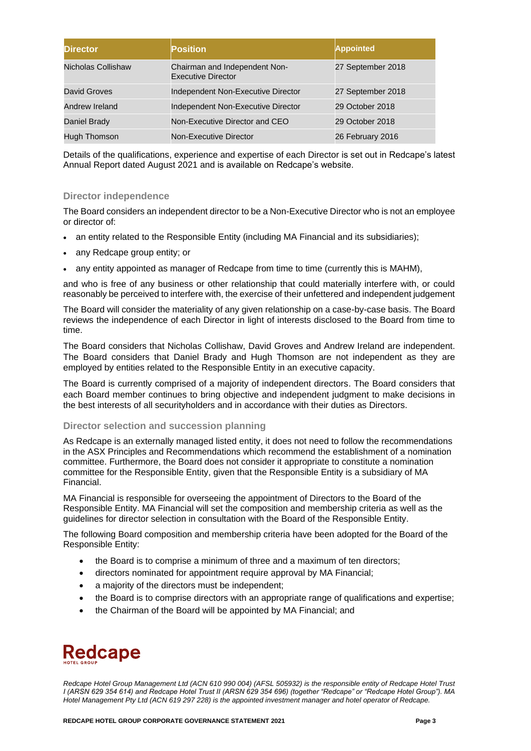| Director | Position | Appointed |
| --- | --- | --- |
| Nicholas Collishaw | Chairman and Independent Non-Executive Director | 27 September 2018 |
| David Groves | Independent Non-Executive Director | 27 September 2018 |
| Andrew Ireland | Independent Non-Executive Director | 29 October 2018 |
| Daniel Brady | Non-Executive Director and CEO | 29 October 2018 |
| Hugh Thomson | Non-Executive Director | 26 February 2016 |

Details of the qualifications, experience and expertise of each Director is set out in Redcape's latest Annual Report dated August 2021 and is available on Redcape's website.

### Director independence

The Board considers an independent director to be a Non-Executive Director who is not an employee or director of:

- an entity related to the Responsible Entity (including MA Financial and its subsidiaries);
- any Redcape group entity; or
- any entity appointed as manager of Redcape from time to time (currently this is MAHM),

and who is free of any business or other relationship that could materially interfere with, or could reasonably be perceived to interfere with, the exercise of their unfettered and independent judgement

The Board will consider the materiality of any given relationship on a case-by-case basis. The Board reviews the independence of each Director in light of interests disclosed to the Board from time to time.

The Board considers that Nicholas Collishaw, David Groves and Andrew Ireland are independent. The Board considers that Daniel Brady and Hugh Thomson are not independent as they are employed by entities related to the Responsible Entity in an executive capacity.

The Board is currently comprised of a majority of independent directors. The Board considers that each Board member continues to bring objective and independent judgment to make decisions in the best interests of all securityholders and in accordance with their duties as Directors.

### Director selection and succession planning

As Redcape is an externally managed listed entity, it does not need to follow the recommendations in the ASX Principles and Recommendations which recommend the establishment of a nomination committee. Furthermore, the Board does not consider it appropriate to constitute a nomination committee for the Responsible Entity, given that the Responsible Entity is a subsidiary of MA Financial.

MA Financial is responsible for overseeing the appointment of Directors to the Board of the Responsible Entity. MA Financial will set the composition and membership criteria as well as the guidelines for director selection in consultation with the Board of the Responsible Entity.

The following Board composition and membership criteria have been adopted for the Board of the Responsible Entity:

- the Board is to comprise a minimum of three and a maximum of ten directors;
- directors nominated for appointment require approval by MA Financial;
- a majority of the directors must be independent;
- the Board is to comprise directors with an appropriate range of qualifications and expertise;
- the Chairman of the Board will be appointed by MA Financial; and

*Redcape Hotel Group Management Ltd (ACN 610 990 004) (AFSL 505932) is the responsible entity of Redcape Hotel Trust I (ARSN 629 354 614) and Redcape Hotel Trust II (ARSN 629 354 696) (together "Redcape" or "Redcape Hotel Group"). MA Hotel Management Pty Ltd (ACN 619 297 228) is the appointed investment manager and hotel operator of Redcape.*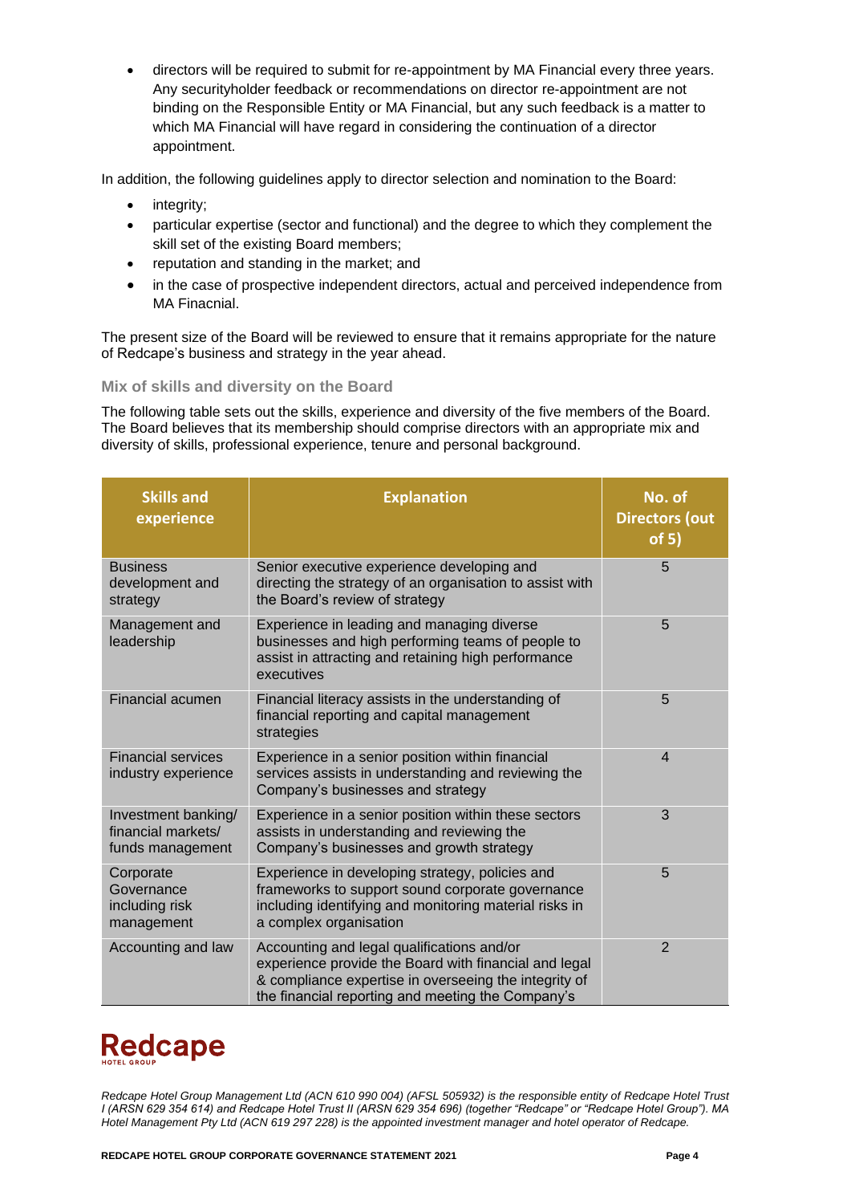- directors will be required to submit for re-appointment by MA Financial every three years. Any securityholder feedback or recommendations on director re-appointment are not binding on the Responsible Entity or MA Financial, but any such feedback is a matter to which MA Financial will have regard in considering the continuation of a director appointment.

In addition, the following guidelines apply to director selection and nomination to the Board:

- integrity;
- particular expertise (sector and functional) and the degree to which they complement the skill set of the existing Board members;
- reputation and standing in the market; and
- in the case of prospective independent directors, actual and perceived independence from MA Finacnial.

The present size of the Board will be reviewed to ensure that it remains appropriate for the nature of Redcape's business and strategy in the year ahead.

### Mix of skills and diversity on the Board

The following table sets out the skills, experience and diversity of the five members of the Board. The Board believes that its membership should comprise directors with an appropriate mix and diversity of skills, professional experience, tenure and personal background.

| Skills and experience | Explanation | No. of Directors (out of 5) |
|---|---|---|
| Business development and strategy | Senior executive experience developing and directing the strategy of an organisation to assist with the Board's review of strategy | 5 |
| Management and leadership | Experience in leading and managing diverse businesses and high performing teams of people to assist in attracting and retaining high performance executives | 5 |
| Financial acumen | Financial literacy assists in the understanding of financial reporting and capital management strategies | 5 |
| Financial services industry experience | Experience in a senior position within financial services assists in understanding and reviewing the Company's businesses and strategy | 4 |
| Investment banking/ financial markets/ funds management | Experience in a senior position within these sectors assists in understanding and reviewing the Company's businesses and growth strategy | 3 |
| Corporate Governance including risk management | Experience in developing strategy, policies and frameworks to support sound corporate governance including identifying and monitoring material risks in a complex organisation | 5 |
| Accounting and law | Accounting and legal qualifications and/or experience provide the Board with financial and legal & compliance expertise in overseeing the integrity of the financial reporting and meeting the Company's | 2 |

*Redcape Hotel Group Management Ltd (ACN 610 990 004) (AFSL 505932) is the responsible entity of Redcape Hotel Trust I (ARSN 629 354 614) and Redcape Hotel Trust II (ARSN 629 354 696) (together "Redcape" or "Redcape Hotel Group"). MA Hotel Management Pty Ltd (ACN 619 297 228) is the appointed investment manager and hotel operator of Redcape.*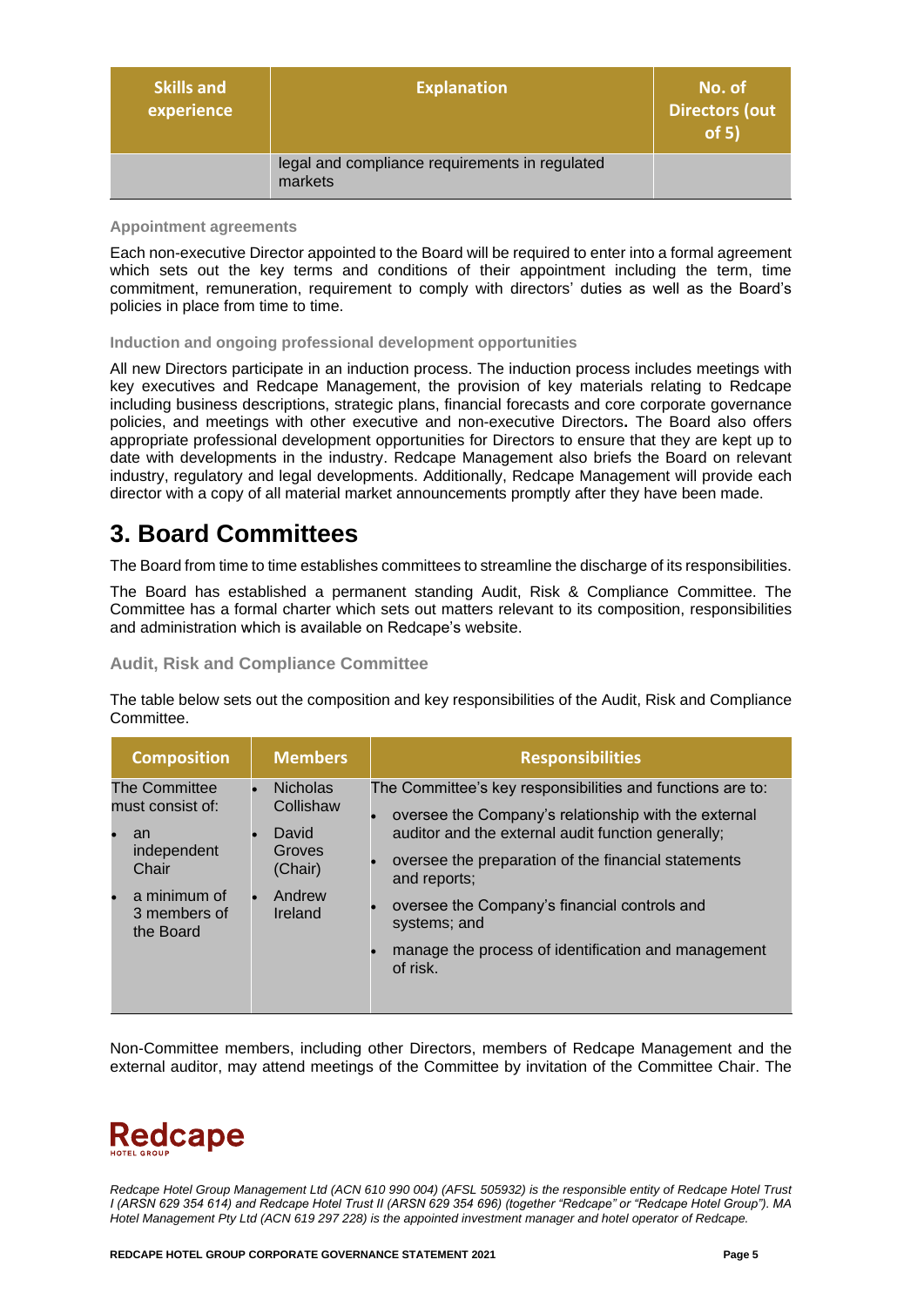| Skills and experience | Explanation | No. of Directors (out of 5) |
|---|---|---|
| | legal and compliance requirements in regulated markets | |

### Appointment agreements

Each non-executive Director appointed to the Board will be required to enter into a formal agreement which sets out the key terms and conditions of their appointment including the term, time commitment, remuneration, requirement to comply with directors' duties as well as the Board's policies in place from time to time.

### Induction and ongoing professional development opportunities

All new Directors participate in an induction process. The induction process includes meetings with key executives and Redcape Management, the provision of key materials relating to Redcape including business descriptions, strategic plans, financial forecasts and core corporate governance policies, and meetings with other executive and non-executive Directors**.** The Board also offers appropriate professional development opportunities for Directors to ensure that they are kept up to date with developments in the industry. Redcape Management also briefs the Board on relevant industry, regulatory and legal developments. Additionally, Redcape Management will provide each director with a copy of all material market announcements promptly after they have been made.

## 3. Board Committees

The Board from time to time establishes committees to streamline the discharge of its responsibilities.

The Board has established a permanent standing Audit, Risk & Compliance Committee. The Committee has a formal charter which sets out matters relevant to its composition, responsibilities and administration which is available on Redcape's website.

### Audit, Risk and Compliance Committee

The table below sets out the composition and key responsibilities of the Audit, Risk and Compliance Committee.

| Composition | Members | Responsibilities |
|---|---|---|
| The Committee must consist of:<br>• an independent Chair<br>• a minimum of 3 members of the Board | • Nicholas Collishaw<br>• David Groves (Chair)<br>• Andrew Ireland | The Committee's key responsibilities and functions are to:<br>• oversee the Company's relationship with the external auditor and the external audit function generally;<br>• oversee the preparation of the financial statements and reports;<br>• oversee the Company's financial controls and systems; and<br>• manage the process of identification and management of risk. |

Non-Committee members, including other Directors, members of Redcape Management and the external auditor, may attend meetings of the Committee by invitation of the Committee Chair. The

Redcape
HOTEL GROUP

*Redcape Hotel Group Management Ltd (ACN 610 990 004) (AFSL 505932) is the responsible entity of Redcape Hotel Trust I (ARSN 629 354 614) and Redcape Hotel Trust II (ARSN 629 354 696) (together "Redcape" or "Redcape Hotel Group"). MA Hotel Management Pty Ltd (ACN 619 297 228) is the appointed investment manager and hotel operator of Redcape.*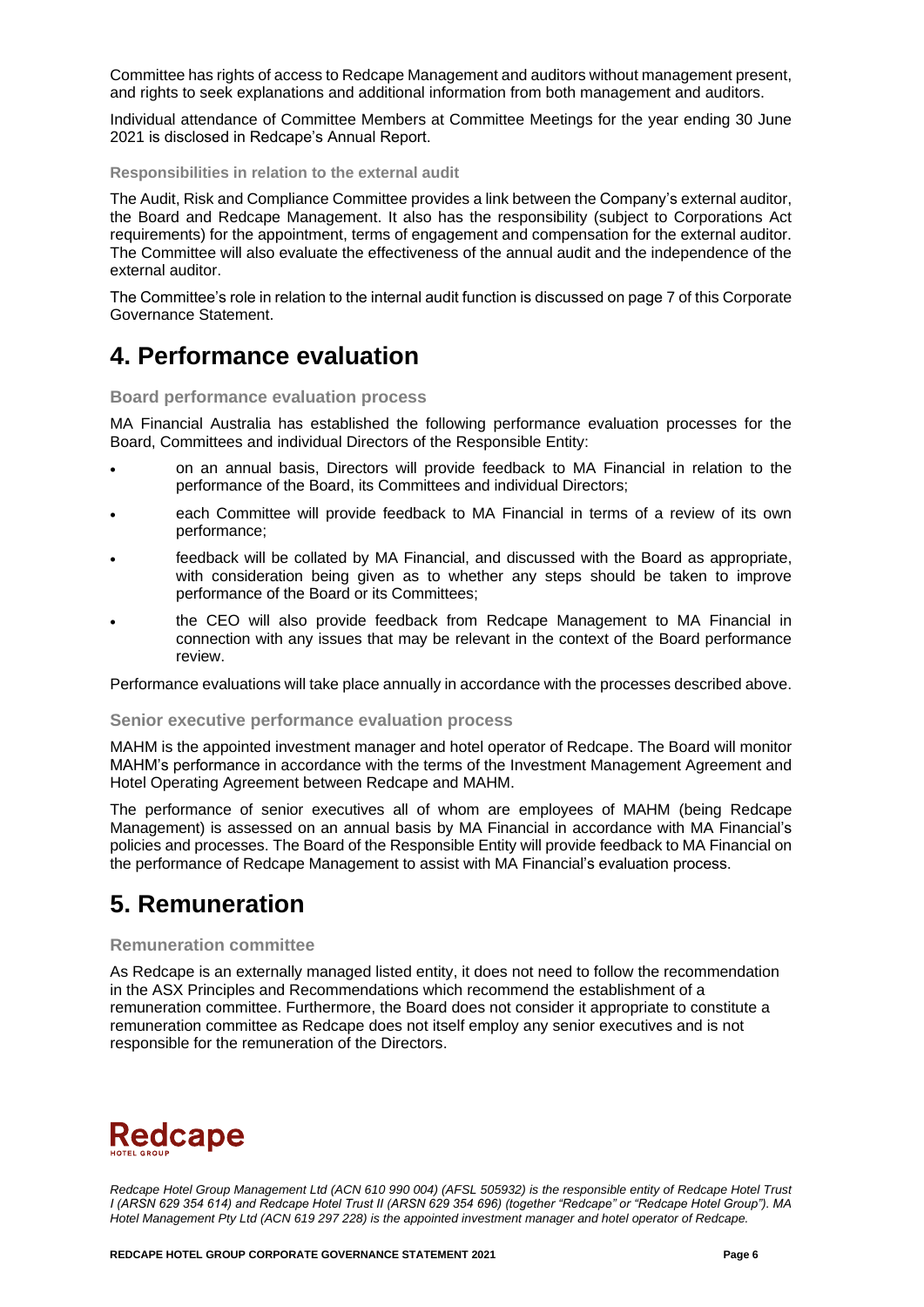Committee has rights of access to Redcape Management and auditors without management present, and rights to seek explanations and additional information from both management and auditors.

Individual attendance of Committee Members at Committee Meetings for the year ending 30 June 2021 is disclosed in Redcape's Annual Report.

### Responsibilities in relation to the external audit

The Audit, Risk and Compliance Committee provides a link between the Company's external auditor, the Board and Redcape Management. It also has the responsibility (subject to Corporations Act requirements) for the appointment, terms of engagement and compensation for the external auditor. The Committee will also evaluate the effectiveness of the annual audit and the independence of the external auditor.

The Committee's role in relation to the internal audit function is discussed on page 7 of this Corporate Governance Statement.

## 4. Performance evaluation

### Board performance evaluation process

MA Financial Australia has established the following performance evaluation processes for the Board, Committees and individual Directors of the Responsible Entity:

- on an annual basis, Directors will provide feedback to MA Financial in relation to the performance of the Board, its Committees and individual Directors;
- each Committee will provide feedback to MA Financial in terms of a review of its own performance;
- feedback will be collated by MA Financial, and discussed with the Board as appropriate, with consideration being given as to whether any steps should be taken to improve performance of the Board or its Committees;
- the CEO will also provide feedback from Redcape Management to MA Financial in connection with any issues that may be relevant in the context of the Board performance review.

Performance evaluations will take place annually in accordance with the processes described above.

### Senior executive performance evaluation process

MAHM is the appointed investment manager and hotel operator of Redcape. The Board will monitor MAHM's performance in accordance with the terms of the Investment Management Agreement and Hotel Operating Agreement between Redcape and MAHM.

The performance of senior executives all of whom are employees of MAHM (being Redcape Management) is assessed on an annual basis by MA Financial in accordance with MA Financial's policies and processes. The Board of the Responsible Entity will provide feedback to MA Financial on the performance of Redcape Management to assist with MA Financial's evaluation process.

## 5. Remuneration

### Remuneration committee

As Redcape is an externally managed listed entity, it does not need to follow the recommendation in the ASX Principles and Recommendations which recommend the establishment of a remuneration committee. Furthermore, the Board does not consider it appropriate to constitute a remuneration committee as Redcape does not itself employ any senior executives and is not responsible for the remuneration of the Directors.

Redcape
HOTEL GROUP

*Redcape Hotel Group Management Ltd (ACN 610 990 004) (AFSL 505932) is the responsible entity of Redcape Hotel Trust I (ARSN 629 354 614) and Redcape Hotel Trust II (ARSN 629 354 696) (together "Redcape" or "Redcape Hotel Group"). MA Hotel Management Pty Ltd (ACN 619 297 228) is the appointed investment manager and hotel operator of Redcape.*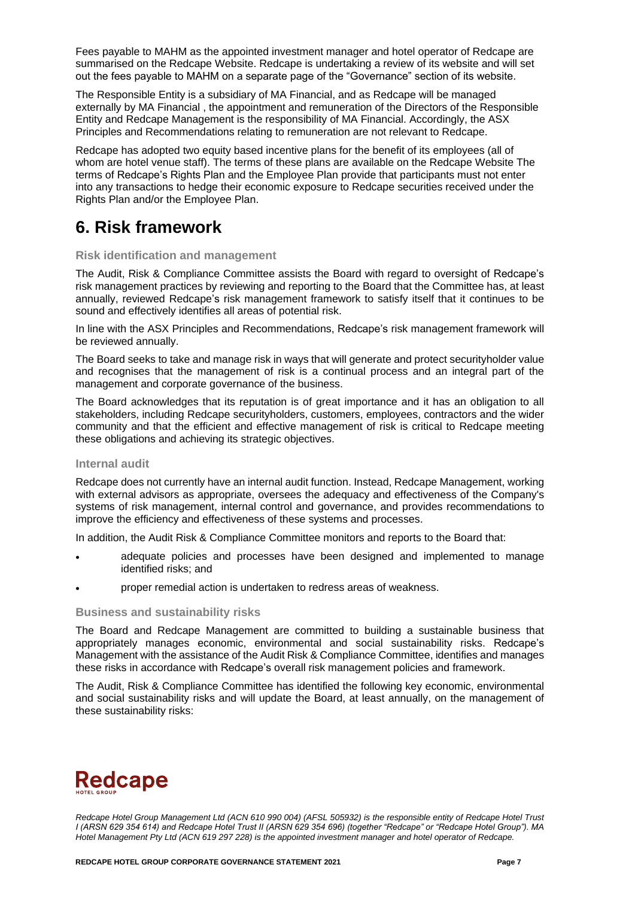Fees payable to MAHM as the appointed investment manager and hotel operator of Redcape are summarised on the Redcape Website. Redcape is undertaking a review of its website and will set out the fees payable to MAHM on a separate page of the "Governance" section of its website.

The Responsible Entity is a subsidiary of MA Financial, and as Redcape will be managed externally by MA Financial , the appointment and remuneration of the Directors of the Responsible Entity and Redcape Management is the responsibility of MA Financial. Accordingly, the ASX Principles and Recommendations relating to remuneration are not relevant to Redcape.

Redcape has adopted two equity based incentive plans for the benefit of its employees (all of whom are hotel venue staff). The terms of these plans are available on the Redcape Website The terms of Redcape's Rights Plan and the Employee Plan provide that participants must not enter into any transactions to hedge their economic exposure to Redcape securities received under the Rights Plan and/or the Employee Plan.

# 6. Risk framework

### Risk identification and management

The Audit, Risk & Compliance Committee assists the Board with regard to oversight of Redcape's risk management practices by reviewing and reporting to the Board that the Committee has, at least annually, reviewed Redcape's risk management framework to satisfy itself that it continues to be sound and effectively identifies all areas of potential risk.

In line with the ASX Principles and Recommendations, Redcape's risk management framework will be reviewed annually.

The Board seeks to take and manage risk in ways that will generate and protect securityholder value and recognises that the management of risk is a continual process and an integral part of the management and corporate governance of the business.

The Board acknowledges that its reputation is of great importance and it has an obligation to all stakeholders, including Redcape securityholders, customers, employees, contractors and the wider community and that the efficient and effective management of risk is critical to Redcape meeting these obligations and achieving its strategic objectives.

### Internal audit

Redcape does not currently have an internal audit function. Instead, Redcape Management, working with external advisors as appropriate, oversees the adequacy and effectiveness of the Company's systems of risk management, internal control and governance, and provides recommendations to improve the efficiency and effectiveness of these systems and processes.

In addition, the Audit Risk & Compliance Committee monitors and reports to the Board that:

- adequate policies and processes have been designed and implemented to manage identified risks; and
- proper remedial action is undertaken to redress areas of weakness.

### Business and sustainability risks

The Board and Redcape Management are committed to building a sustainable business that appropriately manages economic, environmental and social sustainability risks. Redcape's Management with the assistance of the Audit Risk & Compliance Committee, identifies and manages these risks in accordance with Redcape's overall risk management policies and framework.

The Audit, Risk & Compliance Committee has identified the following key economic, environmental and social sustainability risks and will update the Board, at least annually, on the management of these sustainability risks:

*Redcape Hotel Group Management Ltd (ACN 610 990 004) (AFSL 505932) is the responsible entity of Redcape Hotel Trust I (ARSN 629 354 614) and Redcape Hotel Trust II (ARSN 629 354 696) (together "Redcape" or "Redcape Hotel Group"). MA Hotel Management Pty Ltd (ACN 619 297 228) is the appointed investment manager and hotel operator of Redcape.*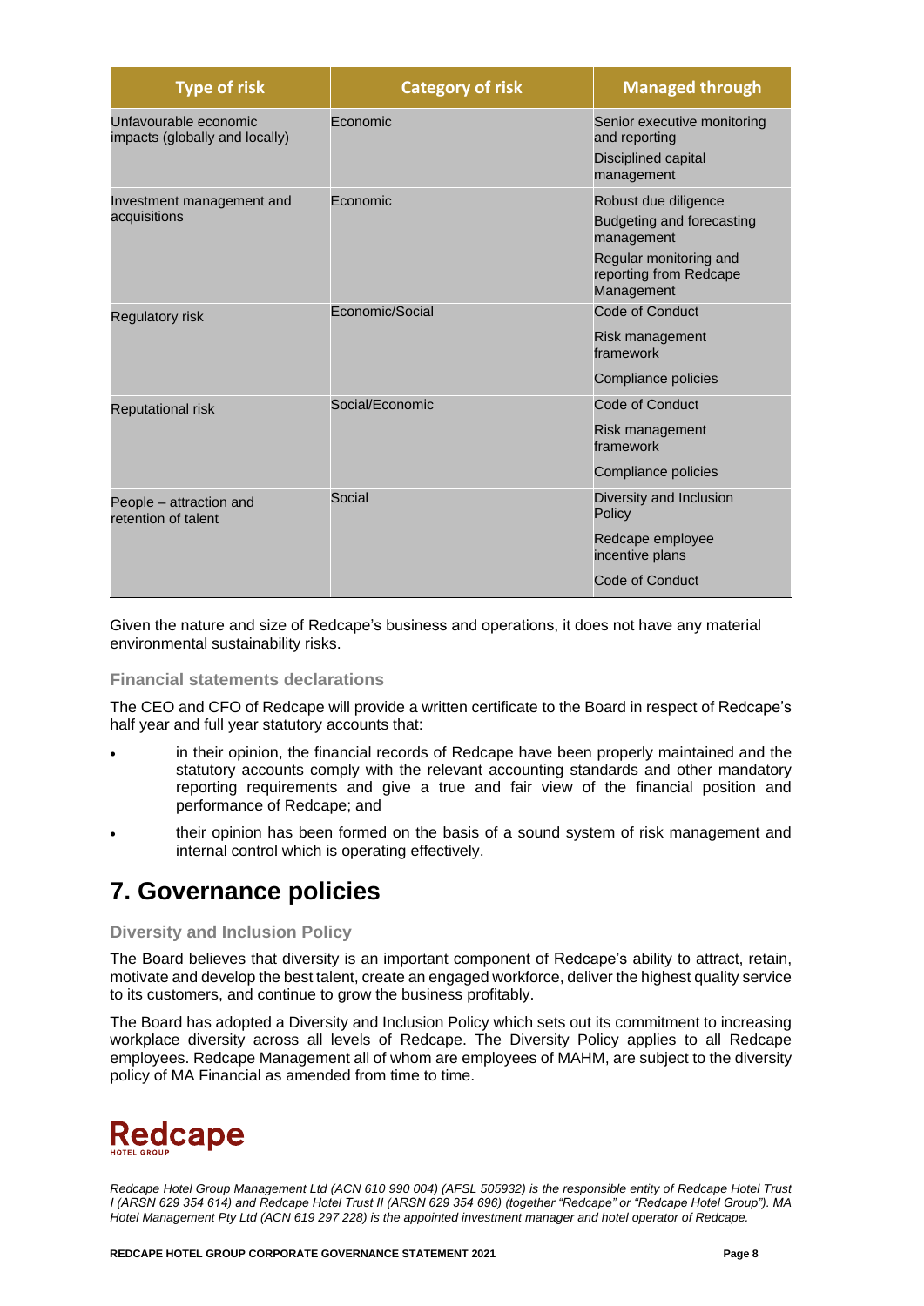| Type of risk | Category of risk | Managed through |
| --- | --- | --- |
| Unfavourable economic impacts (globally and locally) | Economic | Senior executive monitoring and reporting<br>Disciplined capital management |
| Investment management and acquisitions | Economic | Robust due diligence<br>Budgeting and forecasting management<br>Regular monitoring and reporting from Redcape Management |
| Regulatory risk | Economic/Social | Code of Conduct<br>Risk management framework<br>Compliance policies |
| Reputational risk | Social/Economic | Code of Conduct<br>Risk management framework<br>Compliance policies |
| People – attraction and retention of talent | Social | Diversity and Inclusion Policy<br>Redcape employee incentive plans<br>Code of Conduct |

Given the nature and size of Redcape's business and operations, it does not have any material environmental sustainability risks.

### Financial statements declarations

The CEO and CFO of Redcape will provide a written certificate to the Board in respect of Redcape's half year and full year statutory accounts that:

- in their opinion, the financial records of Redcape have been properly maintained and the statutory accounts comply with the relevant accounting standards and other mandatory reporting requirements and give a true and fair view of the financial position and performance of Redcape; and
- their opinion has been formed on the basis of a sound system of risk management and internal control which is operating effectively.

# 7. Governance policies

### Diversity and Inclusion Policy

The Board believes that diversity is an important component of Redcape's ability to attract, retain, motivate and develop the best talent, create an engaged workforce, deliver the highest quality service to its customers, and continue to grow the business profitably.

The Board has adopted a Diversity and Inclusion Policy which sets out its commitment to increasing workplace diversity across all levels of Redcape. The Diversity Policy applies to all Redcape employees. Redcape Management all of whom are employees of MAHM, are subject to the diversity policy of MA Financial as amended from time to time.

**Redcape** HOTEL GROUP

*Redcape Hotel Group Management Ltd (ACN 610 990 004) (AFSL 505932) is the responsible entity of Redcape Hotel Trust I (ARSN 629 354 614) and Redcape Hotel Trust II (ARSN 629 354 696) (together "Redcape" or "Redcape Hotel Group"). MA Hotel Management Pty Ltd (ACN 619 297 228) is the appointed investment manager and hotel operator of Redcape.*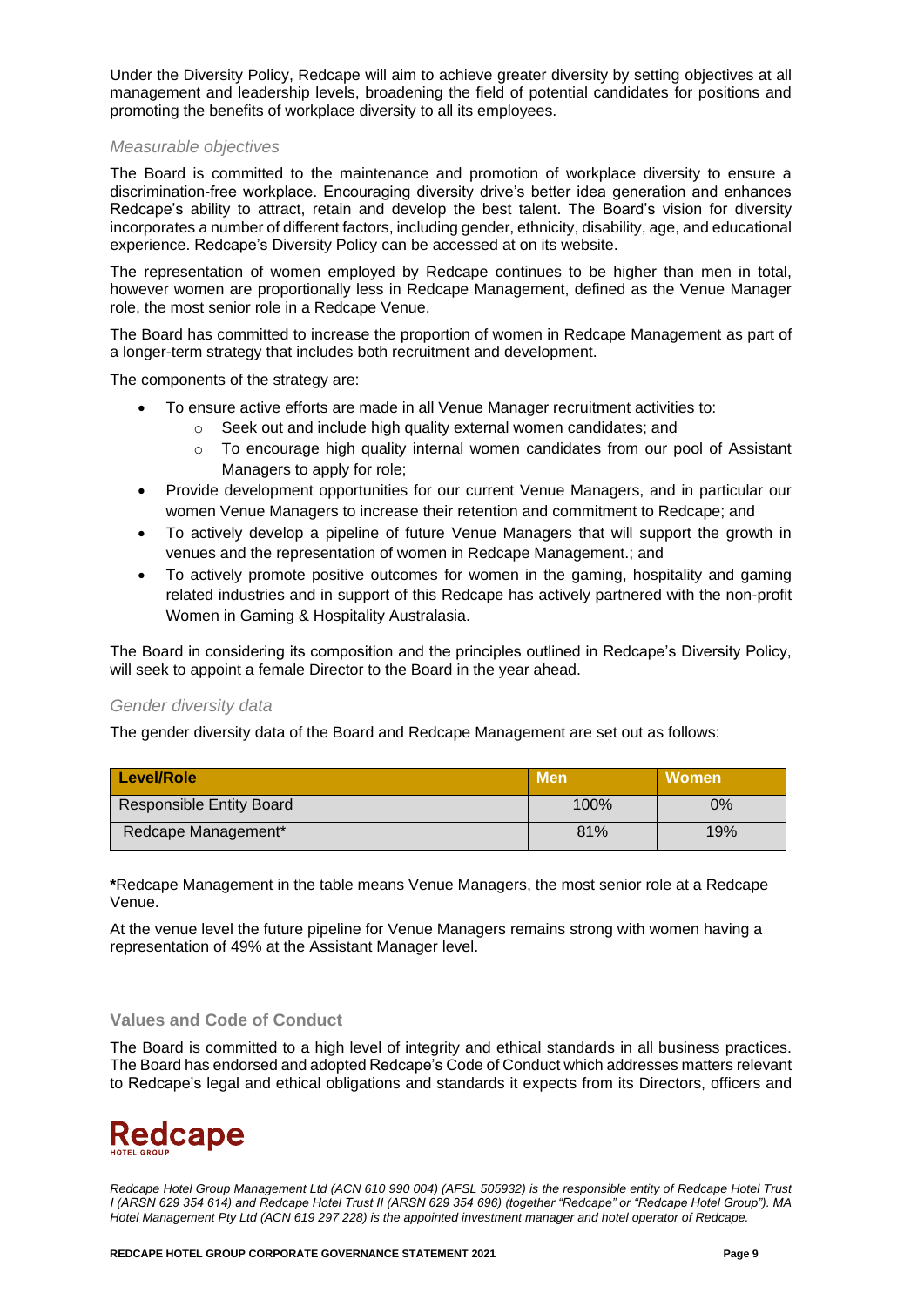Under the Diversity Policy, Redcape will aim to achieve greater diversity by setting objectives at all management and leadership levels, broadening the field of potential candidates for positions and promoting the benefits of workplace diversity to all its employees.

### *Measurable objectives*

The Board is committed to the maintenance and promotion of workplace diversity to ensure a discrimination-free workplace. Encouraging diversity drive's better idea generation and enhances Redcape's ability to attract, retain and develop the best talent. The Board's vision for diversity incorporates a number of different factors, including gender, ethnicity, disability, age, and educational experience. Redcape's Diversity Policy can be accessed at on its website.

The representation of women employed by Redcape continues to be higher than men in total, however women are proportionally less in Redcape Management, defined as the Venue Manager role, the most senior role in a Redcape Venue.

The Board has committed to increase the proportion of women in Redcape Management as part of a longer-term strategy that includes both recruitment and development.

The components of the strategy are:

- To ensure active efforts are made in all Venue Manager recruitment activities to:
  - Seek out and include high quality external women candidates; and
  - To encourage high quality internal women candidates from our pool of Assistant Managers to apply for role;
- Provide development opportunities for our current Venue Managers, and in particular our women Venue Managers to increase their retention and commitment to Redcape; and
- To actively develop a pipeline of future Venue Managers that will support the growth in venues and the representation of women in Redcape Management.; and
- To actively promote positive outcomes for women in the gaming, hospitality and gaming related industries and in support of this Redcape has actively partnered with the non-profit Women in Gaming & Hospitality Australasia.

The Board in considering its composition and the principles outlined in Redcape's Diversity Policy, will seek to appoint a female Director to the Board in the year ahead.

### *Gender diversity data*

The gender diversity data of the Board and Redcape Management are set out as follows:

| Level/Role | Men | Women |
| --- | --- | --- |
| Responsible Entity Board | 100% | 0% |
| Redcape Management* | 81% | 19% |

***Redcape Management in the table means Venue Managers, the most senior role at a Redcape Venue.

At the venue level the future pipeline for Venue Managers remains strong with women having a representation of 49% at the Assistant Manager level.

## Values and Code of Conduct

The Board is committed to a high level of integrity and ethical standards in all business practices. The Board has endorsed and adopted Redcape's Code of Conduct which addresses matters relevant to Redcape's legal and ethical obligations and standards it expects from its Directors, officers and

*Redcape Hotel Group Management Ltd (ACN 610 990 004) (AFSL 505932) is the responsible entity of Redcape Hotel Trust I (ARSN 629 354 614) and Redcape Hotel Trust II (ARSN 629 354 696) (together "Redcape" or "Redcape Hotel Group"). MA Hotel Management Pty Ltd (ACN 619 297 228) is the appointed investment manager and hotel operator of Redcape.*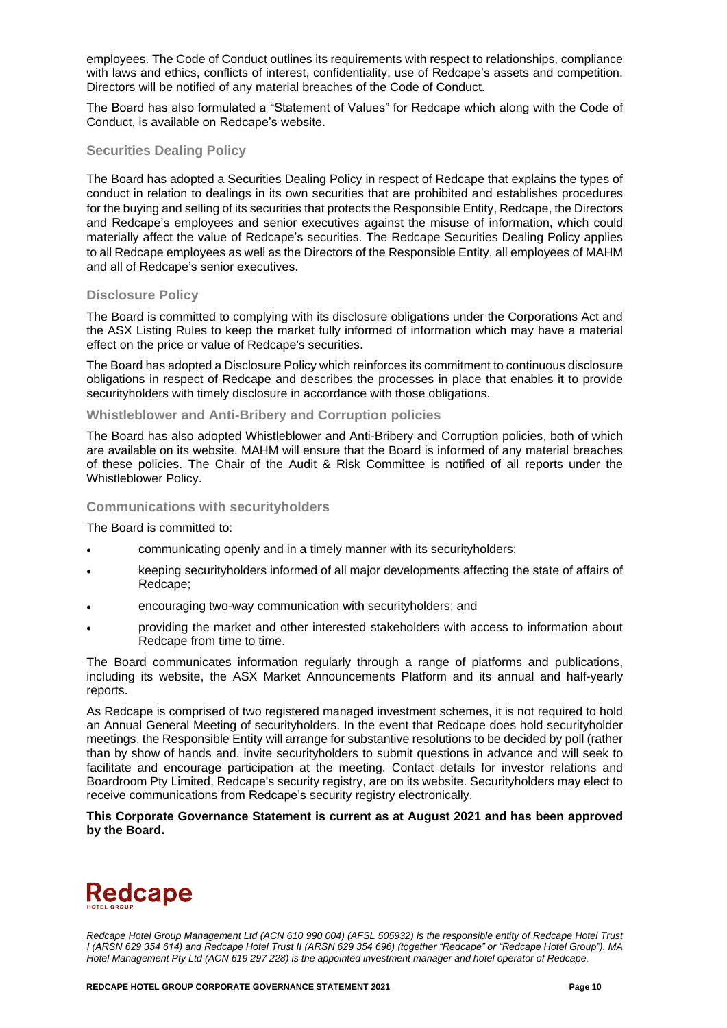employees. The Code of Conduct outlines its requirements with respect to relationships, compliance with laws and ethics, conflicts of interest, confidentiality, use of Redcape's assets and competition. Directors will be notified of any material breaches of the Code of Conduct.

The Board has also formulated a "Statement of Values" for Redcape which along with the Code of Conduct, is available on Redcape's website.

### Securities Dealing Policy

The Board has adopted a Securities Dealing Policy in respect of Redcape that explains the types of conduct in relation to dealings in its own securities that are prohibited and establishes procedures for the buying and selling of its securities that protects the Responsible Entity, Redcape, the Directors and Redcape's employees and senior executives against the misuse of information, which could materially affect the value of Redcape's securities. The Redcape Securities Dealing Policy applies to all Redcape employees as well as the Directors of the Responsible Entity, all employees of MAHM and all of Redcape's senior executives.

### Disclosure Policy

The Board is committed to complying with its disclosure obligations under the Corporations Act and the ASX Listing Rules to keep the market fully informed of information which may have a material effect on the price or value of Redcape's securities.

The Board has adopted a Disclosure Policy which reinforces its commitment to continuous disclosure obligations in respect of Redcape and describes the processes in place that enables it to provide securityholders with timely disclosure in accordance with those obligations.

### Whistleblower and Anti-Bribery and Corruption policies

The Board has also adopted Whistleblower and Anti-Bribery and Corruption policies, both of which are available on its website. MAHM will ensure that the Board is informed of any material breaches of these policies. The Chair of the Audit & Risk Committee is notified of all reports under the Whistleblower Policy.

### Communications with securityholders

The Board is committed to:

- communicating openly and in a timely manner with its securityholders;
- keeping securityholders informed of all major developments affecting the state of affairs of Redcape;
- encouraging two-way communication with securityholders; and
- providing the market and other interested stakeholders with access to information about Redcape from time to time.

The Board communicates information regularly through a range of platforms and publications, including its website, the ASX Market Announcements Platform and its annual and half-yearly reports.

As Redcape is comprised of two registered managed investment schemes, it is not required to hold an Annual General Meeting of securityholders. In the event that Redcape does hold securityholder meetings, the Responsible Entity will arrange for substantive resolutions to be decided by poll (rather than by show of hands and. invite securityholders to submit questions in advance and will seek to facilitate and encourage participation at the meeting. Contact details for investor relations and Boardroom Pty Limited, Redcape's security registry, are on its website. Securityholders may elect to receive communications from Redcape's security registry electronically.

**This Corporate Governance Statement is current as at August 2021 and has been approved by the Board.**

**Redcape** HOTEL GROUP

*Redcape Hotel Group Management Ltd (ACN 610 990 004) (AFSL 505932) is the responsible entity of Redcape Hotel Trust I (ARSN 629 354 614) and Redcape Hotel Trust II (ARSN 629 354 696) (together "Redcape" or "Redcape Hotel Group"). MA Hotel Management Pty Ltd (ACN 619 297 228) is the appointed investment manager and hotel operator of Redcape.*